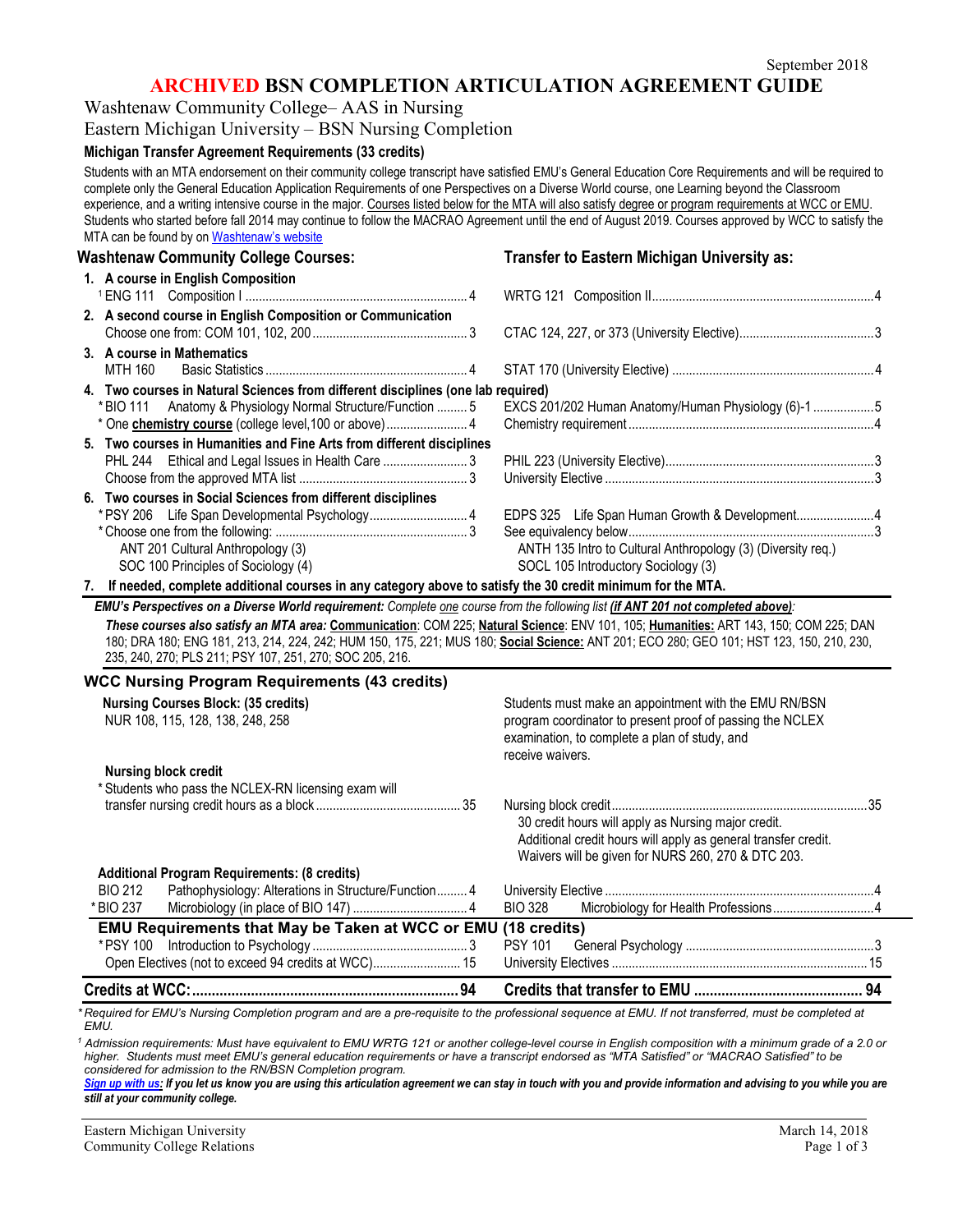September 2018

# ARCHIVED BSN COMPLETION ARTICULATION AGREEMENT GUIDE

Washtenaw Community College– AAS in Nursing
Eastern Michigan University – BSN Nursing Completion

### Michigan Transfer Agreement Requirements (33 credits)

Students with an MTA endorsement on their community college transcript have satisfied EMU's General Education Core Requirements and will be required to complete only the General Education Application Requirements of one Perspectives on a Diverse World course, one Learning beyond the Classroom experience, and a writing intensive course in the major. Courses listed below for the MTA will also satisfy degree or program requirements at WCC or EMU. Students who started before fall 2014 may continue to follow the MACRAO Agreement until the end of August 2019. Courses approved by WCC to satisfy the MTA can be found by on Washtenaw's website

| Washtenaw Community College Courses: | Transfer to Eastern Michigan University as: |
|---|---|
| **1. A course in English Composition** | |
| [1] ENG 111 Composition I ... 4 | WRTG 121 Composition II ... 4 |
| **2. A second course in English Composition or Communication** | |
| Choose one from: COM 101, 102, 200 ... 3 | CTAC 124, 227, or 373 (University Elective) ... 3 |
| **3. A course in Mathematics** | |
| MTH 160 Basic Statistics ... 4 | STAT 170 (University Elective) ... 4 |
| **4. Two courses in Natural Sciences from different disciplines (one lab required)** | |
| *BIO 111 Anatomy & Physiology Normal Structure/Function ... 5 | EXCS 201/202 Human Anatomy/Human Physiology (6)-1 ... 5 |
| * One **chemistry course** (college level,100 or above) ... 4 | Chemistry requirement ... 4 |
| **5. Two courses in Humanities and Fine Arts from different disciplines** | |
| PHL 244 Ethical and Legal Issues in Health Care ... 3 | PHIL 223 (University Elective) ... 3 |
| Choose from the approved MTA list ... 3 | University Elective ... 3 |
| **6. Two courses in Social Sciences from different disciplines** | |
| *PSY 206 Life Span Developmental Psychology ... 4 | EDPS 325 Life Span Human Growth & Development ... 4 |
| *Choose one from the following: ... 3 | See equivalency below ... 3 |
| ANT 201 Cultural Anthropology (3) | ANTH 135 Intro to Cultural Anthropology (3) (Diversity req.) |
| SOC 100 Principles of Sociology (4) | SOCL 105 Introductory Sociology (3) |

**7. If needed, complete additional courses in any category above to satisfy the 30 credit minimum for the MTA.**

***EMU's Perspectives on a Diverse World requirement:*** *Complete one course from the following list* ***(if ANT 201 not completed above)****:*

***These courses also satisfy an MTA area:*** **Communication**: COM 225; **Natural Science**: ENV 101, 105; **Humanities:** ART 143, 150; COM 225; DAN 180; DRA 180; ENG 181, 213, 214, 224, 242; HUM 150, 175, 221; MUS 180; **Social Science:** ANT 201; ECO 280; GEO 101; HST 123, 150, 210, 230, 235, 240, 270; PLS 211; PSY 107, 251, 270; SOC 205, 216.

### WCC Nursing Program Requirements (43 credits)

| | |
|---|---|
| **Nursing Courses Block: (35 credits)**<br>NUR 108, 115, 128, 138, 248, 258 | Students must make an appointment with the EMU RN/BSN program coordinator to present proof of passing the NCLEX examination, to complete a plan of study, and receive waivers. |
| **Nursing block credit**<br>* Students who pass the NCLEX-RN licensing exam will transfer nursing credit hours as a block ... 35 | Nursing block credit ... 35<br>30 credit hours will apply as Nursing major credit.<br>Additional credit hours will apply as general transfer credit.<br>Waivers will be given for NURS 260, 270 & DTC 203. |
| **Additional Program Requirements: (8 credits)** | |
| BIO 212 Pathophysiology: Alterations in Structure/Function ... 4 | University Elective ... 4 |
| *BIO 237 Microbiology (in place of BIO 147) ... 4 | BIO 328 Microbiology for Health Professions ... 4 |

### EMU Requirements that May be Taken at WCC or EMU (18 credits)

| | |
|---|---|
| *PSY 100 Introduction to Psychology ... 3 | PSY 101 General Psychology ... 3 |
| Open Electives (not to exceed 94 credits at WCC) ... 15 | University Electives ... 15 |
| **Credits at WCC: ... 94** | **Credits that transfer to EMU ... 94** |

*\* Required for EMU's Nursing Completion program and are a pre-requisite to the professional sequence at EMU. If not transferred, must be completed at EMU.*

*[1] Admission requirements: Must have equivalent to EMU WRTG 121 or another college-level course in English composition with a minimum grade of a 2.0 or higher. Students must meet EMU's general education requirements or have a transcript endorsed as "MTA Satisfied" or "MACRAO Satisfied" to be considered for admission to the RN/BSN Completion program.*

***Sign up with us:*** ***If you let us know you are using this articulation agreement we can stay in touch with you and provide information and advising to you while you are still at your community college.***

Eastern Michigan University
Community College Relations

March 14, 2018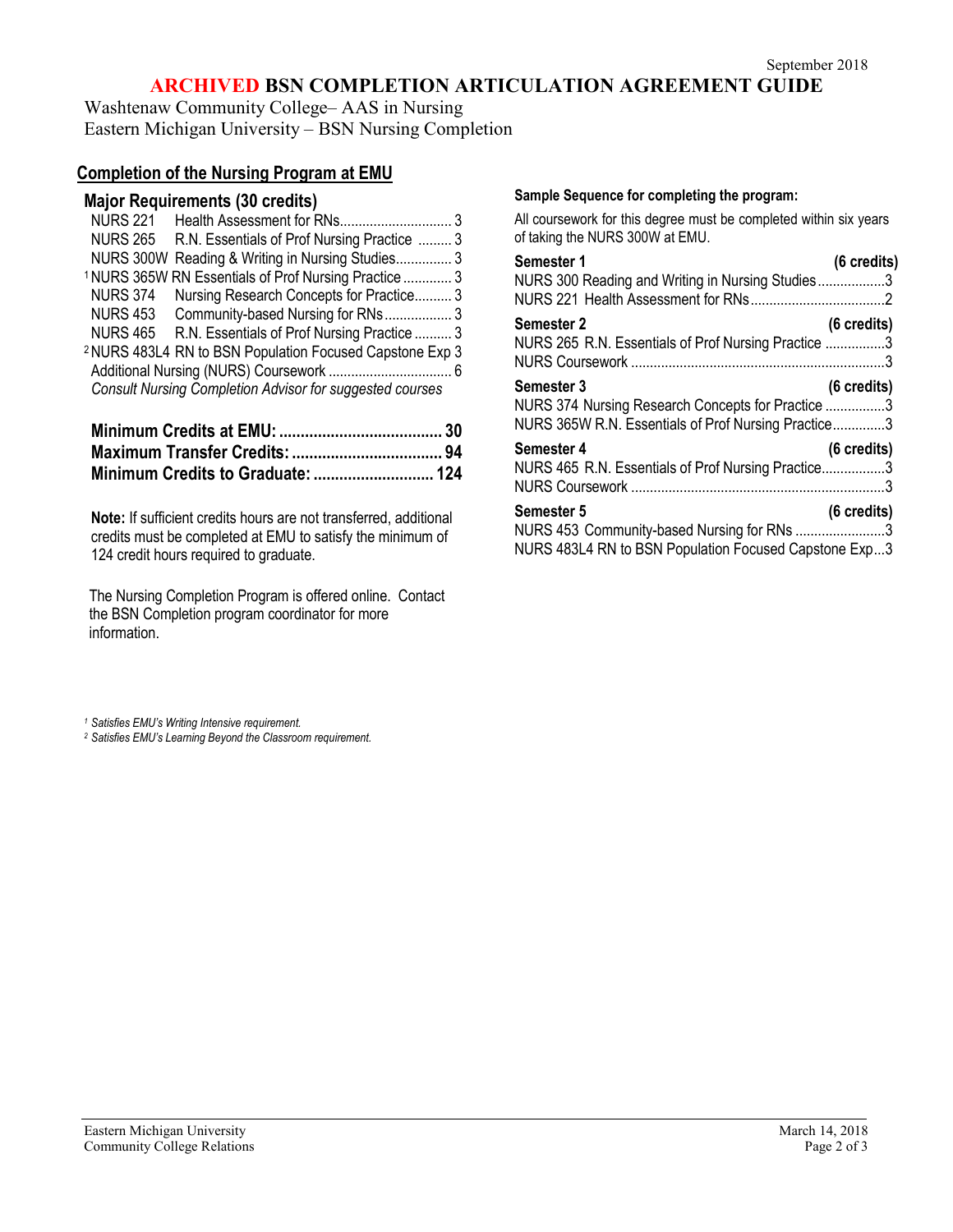# ARCHIVED BSN COMPLETION ARTICULATION AGREEMENT GUIDE

Washtenaw Community College– AAS in Nursing
Eastern Michigan University – BSN Nursing Completion

## Completion of the Nursing Program at EMU

### Major Requirements (30 credits)

| Course | Title | Credits |
|---|---|---|
| NURS 221 | Health Assessment for RNs | 3 |
| NURS 265 | R.N. Essentials of Prof Nursing Practice | 3 |
| NURS 300W | Reading & Writing in Nursing Studies | 3 |
| [1] NURS 365W | RN Essentials of Prof Nursing Practice | 3 |
| NURS 374 | Nursing Research Concepts for Practice | 3 |
| NURS 453 | Community-based Nursing for RNs | 3 |
| NURS 465 | R.N. Essentials of Prof Nursing Practice | 3 |
| [2] NURS 483L4 | RN to BSN Population Focused Capstone Exp | 3 |
| Additional Nursing (NURS) Coursework | | 6 |

*Consult Nursing Completion Advisor for suggested courses*

**Minimum Credits at EMU: 30**
**Maximum Transfer Credits: 94**
**Minimum Credits to Graduate: 124**

**Note:** If sufficient credits hours are not transferred, additional credits must be completed at EMU to satisfy the minimum of 124 credit hours required to graduate.

The Nursing Completion Program is offered online. Contact the BSN Completion program coordinator for more information.

**Sample Sequence for completing the program:**

All coursework for this degree must be completed within six years of taking the NURS 300W at EMU.

**Semester 1 (6 credits)**
- NURS 300 Reading and Writing in Nursing Studies ... 3
- NURS 221 Health Assessment for RNs ... 2

**Semester 2 (6 credits)**
- NURS 265 R.N. Essentials of Prof Nursing Practice ... 3
- NURS Coursework ... 3

**Semester 3 (6 credits)**
- NURS 374 Nursing Research Concepts for Practice ... 3
- NURS 365W R.N. Essentials of Prof Nursing Practice ... 3

**Semester 4 (6 credits)**
- NURS 465 R.N. Essentials of Prof Nursing Practice ... 3
- NURS Coursework ... 3

**Semester 5 (6 credits)**
- NURS 453 Community-based Nursing for RNs ... 3
- NURS 483L4 RN to BSN Population Focused Capstone Exp ... 3

*[1] Satisfies EMU's Writing Intensive requirement.*
*[2] Satisfies EMU's Learning Beyond the Classroom requirement.*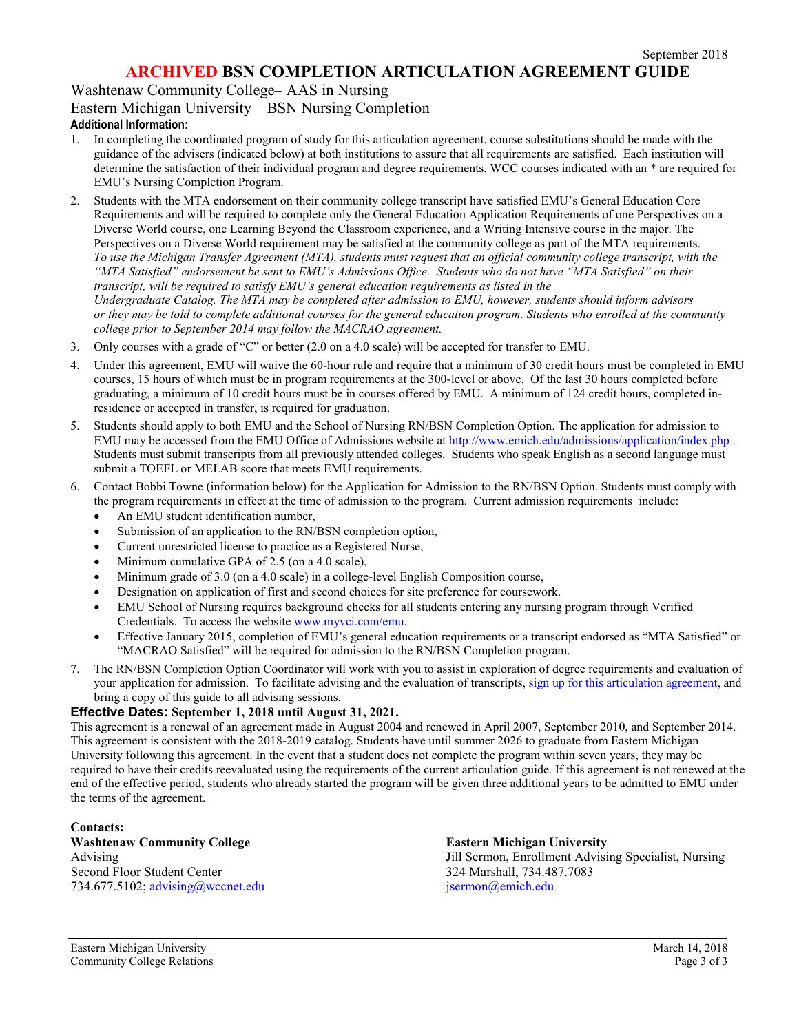September 2018

# ARCHIVED BSN COMPLETION ARTICULATION AGREEMENT GUIDE

Washtenaw Community College– AAS in Nursing

Eastern Michigan University – BSN Nursing Completion

**Additional Information:**

1. In completing the coordinated program of study for this articulation agreement, course substitutions should be made with the guidance of the advisers (indicated below) at both institutions to assure that all requirements are satisfied. Each institution will determine the satisfaction of their individual program and degree requirements. WCC courses indicated with an * are required for EMU's Nursing Completion Program.
2. Students with the MTA endorsement on their community college transcript have satisfied EMU's General Education Core Requirements and will be required to complete only the General Education Application Requirements of one Perspectives on a Diverse World course, one Learning Beyond the Classroom experience, and a Writing Intensive course in the major. The Perspectives on a Diverse World requirement may be satisfied at the community college as part of the MTA requirements. *To use the Michigan Transfer Agreement (MTA), students must request that an official community college transcript, with the "MTA Satisfied" endorsement be sent to EMU's Admissions Office. Students who do not have "MTA Satisfied" on their transcript, will be required to satisfy EMU's general education requirements as listed in the Undergraduate Catalog. The MTA may be completed after admission to EMU, however, students should inform advisors or they may be told to complete additional courses for the general education program. Students who enrolled at the community college prior to September 2014 may follow the MACRAO agreement.*
3. Only courses with a grade of "C" or better (2.0 on a 4.0 scale) will be accepted for transfer to EMU.
4. Under this agreement, EMU will waive the 60-hour rule and require that a minimum of 30 credit hours must be completed in EMU courses, 15 hours of which must be in program requirements at the 300-level or above. Of the last 30 hours completed before graduating, a minimum of 10 credit hours must be in courses offered by EMU. A minimum of 124 credit hours, completed in-residence or accepted in transfer, is required for graduation.
5. Students should apply to both EMU and the School of Nursing RN/BSN Completion Option. The application for admission to EMU may be accessed from the EMU Office of Admissions website at http://www.emich.edu/admissions/application/index.php . Students must submit transcripts from all previously attended colleges. Students who speak English as a second language must submit a TOEFL or MELAB score that meets EMU requirements.
6. Contact Bobbi Towne (information below) for the Application for Admission to the RN/BSN Option. Students must comply with the program requirements in effect at the time of admission to the program. Current admission requirements include:
   - An EMU student identification number,
   - Submission of an application to the RN/BSN completion option,
   - Current unrestricted license to practice as a Registered Nurse,
   - Minimum cumulative GPA of 2.5 (on a 4.0 scale),
   - Minimum grade of 3.0 (on a 4.0 scale) in a college-level English Composition course,
   - Designation on application of first and second choices for site preference for coursework.
   - EMU School of Nursing requires background checks for all students entering any nursing program through Verified Credentials. To access the website www.myvci.com/emu.
   - Effective January 2015, completion of EMU's general education requirements or a transcript endorsed as "MTA Satisfied" or "MACRAO Satisfied" will be required for admission to the RN/BSN Completion program.
7. The RN/BSN Completion Option Coordinator will work with you to assist in exploration of degree requirements and evaluation of your application for admission. To facilitate advising and the evaluation of transcripts, sign up for this articulation agreement, and bring a copy of this guide to all advising sessions.

**Effective Dates: September 1, 2018 until August 31, 2021.**

This agreement is a renewal of an agreement made in August 2004 and renewed in April 2007, September 2010, and September 2014. This agreement is consistent with the 2018-2019 catalog. Students have until summer 2026 to graduate from Eastern Michigan University following this agreement. In the event that a student does not complete the program within seven years, they may be required to have their credits reevaluated using the requirements of the current articulation guide. If this agreement is not renewed at the end of the effective period, students who already started the program will be given three additional years to be admitted to EMU under the terms of the agreement.

**Contacts:**

**Washtenaw Community College**
Advising
Second Floor Student Center
734.677.5102; advising@wccnet.edu

**Eastern Michigan University**
Jill Sermon, Enrollment Advising Specialist, Nursing
324 Marshall, 734.487.7083
jsermon@emich.edu

Eastern Michigan University
Community College Relations

March 14, 2018